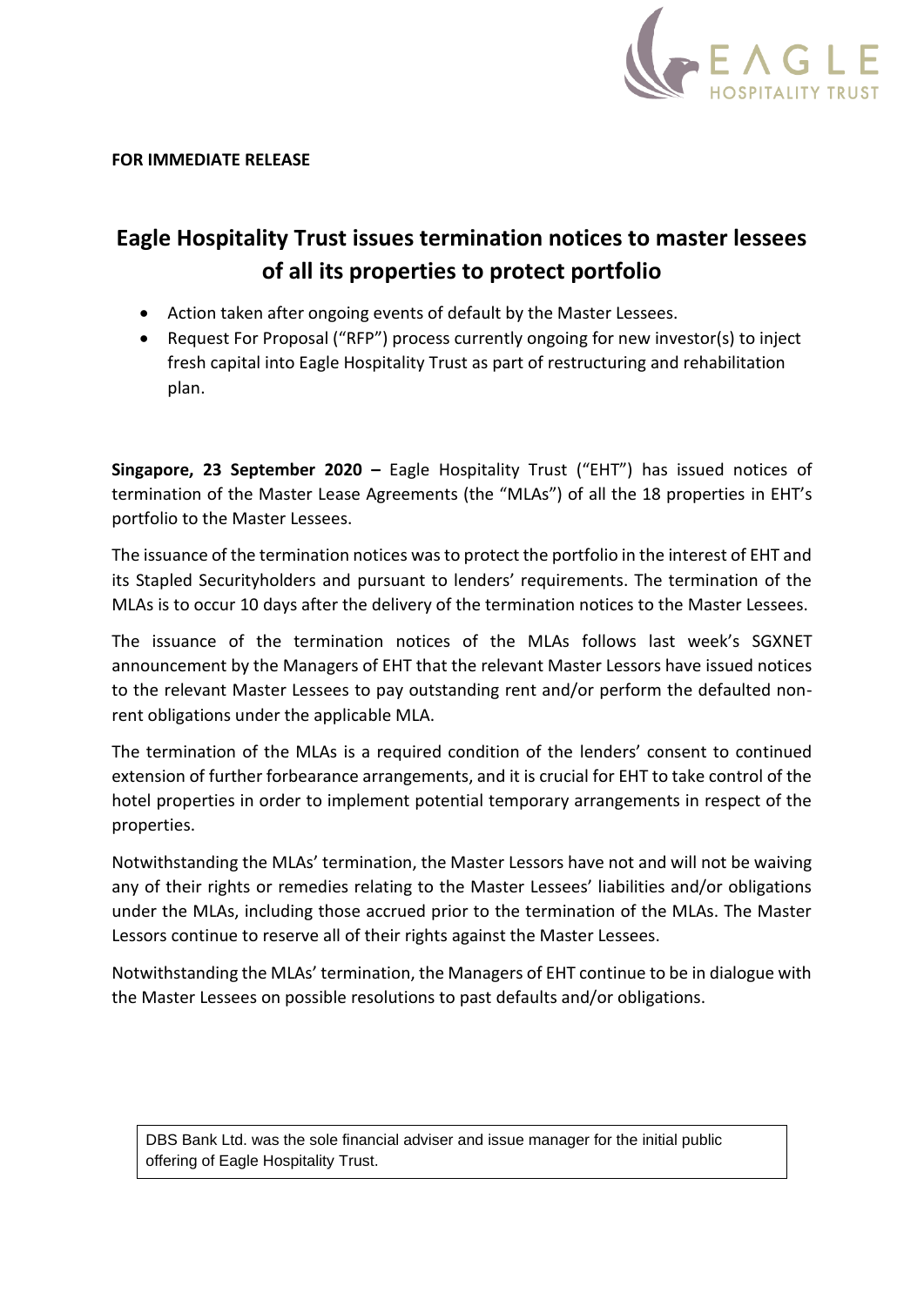**FOR IMMEDIATE RELEASE**

# Eagle Hospitality Trust issues termination notices to master lessees of all its properties to protect portfolio

- Action taken after ongoing events of default by the Master Lessees.
- Request For Proposal ("RFP") process currently ongoing for new investor(s) to inject fresh capital into Eagle Hospitality Trust as part of restructuring and rehabilitation plan.

**Singapore, 23 September 2020 –** Eagle Hospitality Trust ("EHT") has issued notices of termination of the Master Lease Agreements (the "MLAs") of all the 18 properties in EHT's portfolio to the Master Lessees.

The issuance of the termination notices was to protect the portfolio in the interest of EHT and its Stapled Securityholders and pursuant to lenders' requirements. The termination of the MLAs is to occur 10 days after the delivery of the termination notices to the Master Lessees.

The issuance of the termination notices of the MLAs follows last week's SGXNET announcement by the Managers of EHT that the relevant Master Lessors have issued notices to the relevant Master Lessees to pay outstanding rent and/or perform the defaulted non-rent obligations under the applicable MLA.

The termination of the MLAs is a required condition of the lenders' consent to continued extension of further forbearance arrangements, and it is crucial for EHT to take control of the hotel properties in order to implement potential temporary arrangements in respect of the properties.

Notwithstanding the MLAs' termination, the Master Lessors have not and will not be waiving any of their rights or remedies relating to the Master Lessees' liabilities and/or obligations under the MLAs, including those accrued prior to the termination of the MLAs. The Master Lessors continue to reserve all of their rights against the Master Lessees.

Notwithstanding the MLAs' termination, the Managers of EHT continue to be in dialogue with the Master Lessees on possible resolutions to past defaults and/or obligations.

DBS Bank Ltd. was the sole financial adviser and issue manager for the initial public offering of Eagle Hospitality Trust.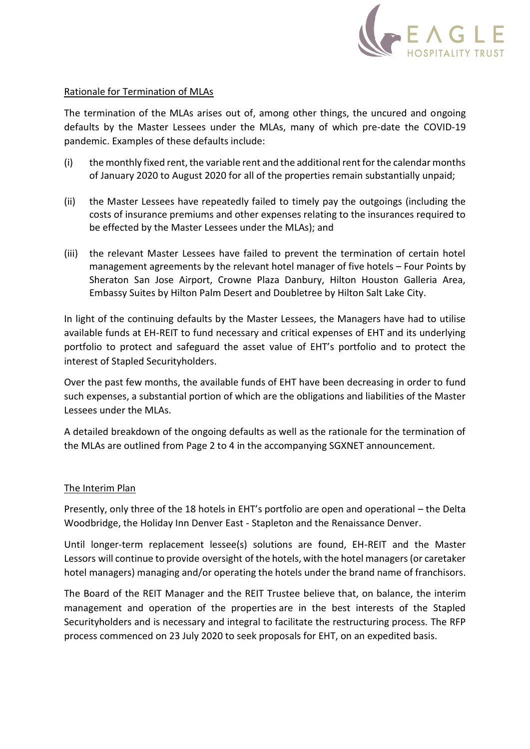<u>Rationale for Termination of MLAs</u>

The termination of the MLAs arises out of, among other things, the uncured and ongoing defaults by the Master Lessees under the MLAs, many of which pre-date the COVID-19 pandemic. Examples of these defaults include:

(i) the monthly fixed rent, the variable rent and the additional rent for the calendar months of January 2020 to August 2020 for all of the properties remain substantially unpaid;

(ii) the Master Lessees have repeatedly failed to timely pay the outgoings (including the costs of insurance premiums and other expenses relating to the insurances required to be effected by the Master Lessees under the MLAs); and

(iii) the relevant Master Lessees have failed to prevent the termination of certain hotel management agreements by the relevant hotel manager of five hotels – Four Points by Sheraton San Jose Airport, Crowne Plaza Danbury, Hilton Houston Galleria Area, Embassy Suites by Hilton Palm Desert and Doubletree by Hilton Salt Lake City.

In light of the continuing defaults by the Master Lessees, the Managers have had to utilise available funds at EH-REIT to fund necessary and critical expenses of EHT and its underlying portfolio to protect and safeguard the asset value of EHT's portfolio and to protect the interest of Stapled Securityholders.

Over the past few months, the available funds of EHT have been decreasing in order to fund such expenses, a substantial portion of which are the obligations and liabilities of the Master Lessees under the MLAs.

A detailed breakdown of the ongoing defaults as well as the rationale for the termination of the MLAs are outlined from Page 2 to 4 in the accompanying SGXNET announcement.

<u>The Interim Plan</u>

Presently, only three of the 18 hotels in EHT's portfolio are open and operational – the Delta Woodbridge, the Holiday Inn Denver East - Stapleton and the Renaissance Denver.

Until longer-term replacement lessee(s) solutions are found, EH-REIT and the Master Lessors will continue to provide oversight of the hotels, with the hotel managers (or caretaker hotel managers) managing and/or operating the hotels under the brand name of franchisors.

The Board of the REIT Manager and the REIT Trustee believe that, on balance, the interim management and operation of the properties are in the best interests of the Stapled Securityholders and is necessary and integral to facilitate the restructuring process. The RFP process commenced on 23 July 2020 to seek proposals for EHT, on an expedited basis.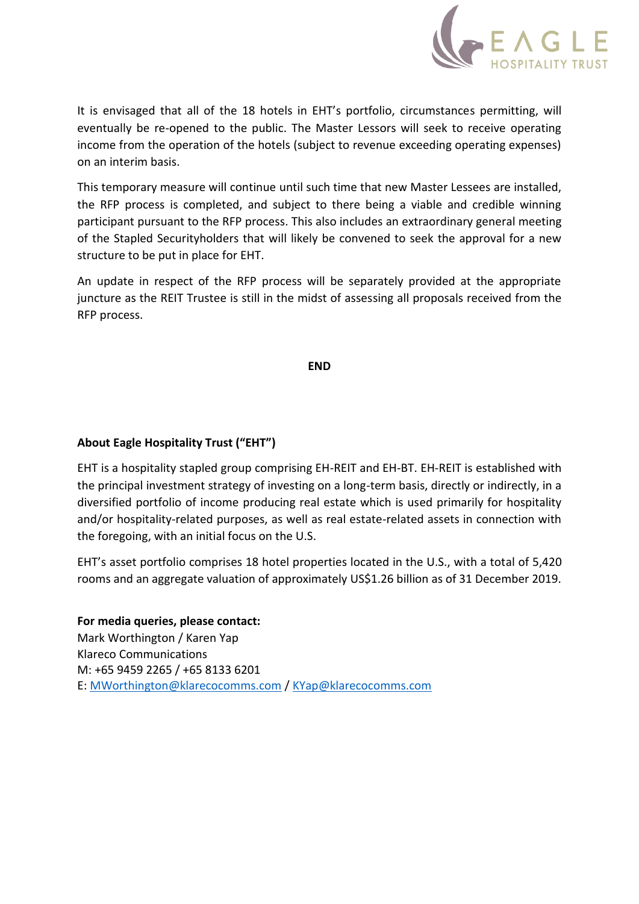It is envisaged that all of the 18 hotels in EHT's portfolio, circumstances permitting, will eventually be re-opened to the public. The Master Lessors will seek to receive operating income from the operation of the hotels (subject to revenue exceeding operating expenses) on an interim basis.

This temporary measure will continue until such time that new Master Lessees are installed, the RFP process is completed, and subject to there being a viable and credible winning participant pursuant to the RFP process. This also includes an extraordinary general meeting of the Stapled Securityholders that will likely be convened to seek the approval for a new structure to be put in place for EHT.

An update in respect of the RFP process will be separately provided at the appropriate juncture as the REIT Trustee is still in the midst of assessing all proposals received from the RFP process.

**END**

**About Eagle Hospitality Trust ("EHT")**

EHT is a hospitality stapled group comprising EH-REIT and EH-BT. EH-REIT is established with the principal investment strategy of investing on a long-term basis, directly or indirectly, in a diversified portfolio of income producing real estate which is used primarily for hospitality and/or hospitality-related purposes, as well as real estate-related assets in connection with the foregoing, with an initial focus on the U.S.

EHT's asset portfolio comprises 18 hotel properties located in the U.S., with a total of 5,420 rooms and an aggregate valuation of approximately US$1.26 billion as of 31 December 2019.

**For media queries, please contact:**
Mark Worthington / Karen Yap
Klareco Communications
M: +65 9459 2265 / +65 8133 6201
E: MWorthington@klarecocomms.com / KYap@klarecocomms.com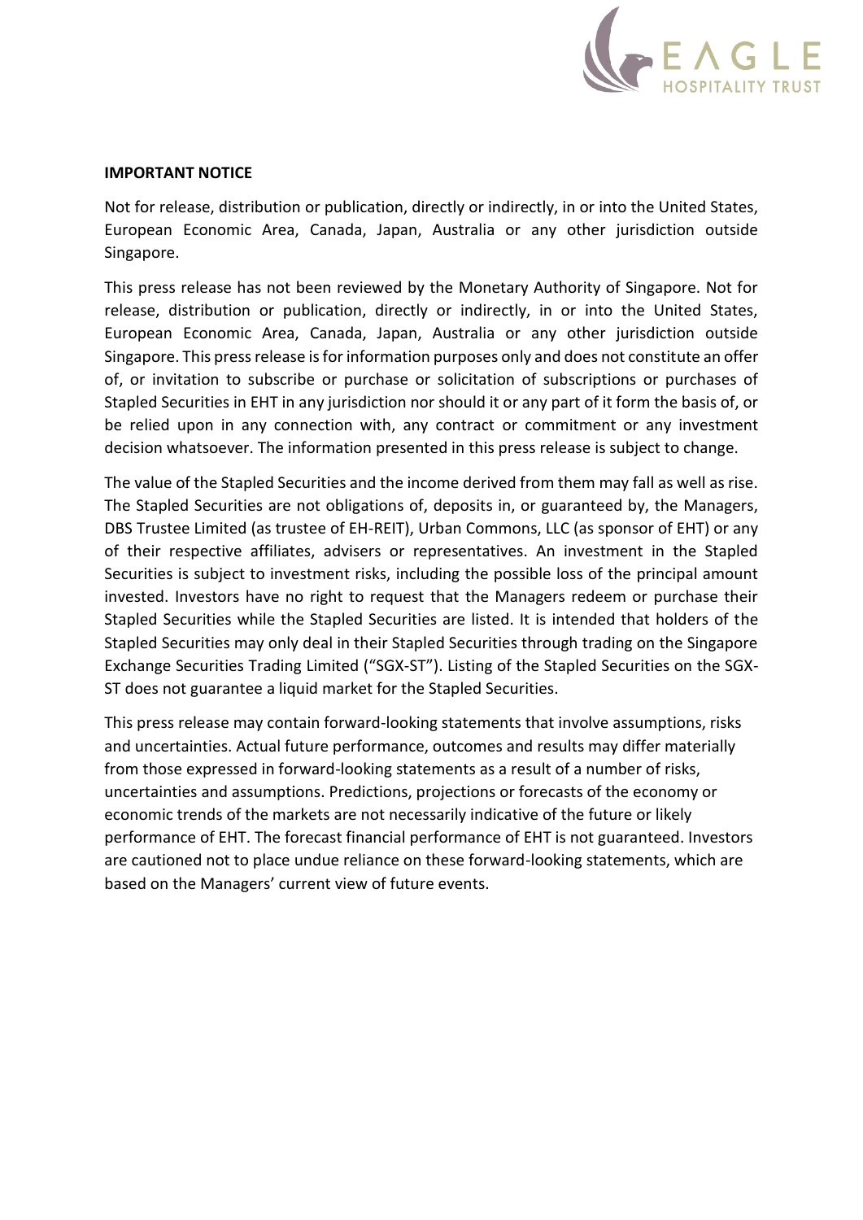**IMPORTANT NOTICE**

Not for release, distribution or publication, directly or indirectly, in or into the United States, European Economic Area, Canada, Japan, Australia or any other jurisdiction outside Singapore.

This press release has not been reviewed by the Monetary Authority of Singapore. Not for release, distribution or publication, directly or indirectly, in or into the United States, European Economic Area, Canada, Japan, Australia or any other jurisdiction outside Singapore. This press release is for information purposes only and does not constitute an offer of, or invitation to subscribe or purchase or solicitation of subscriptions or purchases of Stapled Securities in EHT in any jurisdiction nor should it or any part of it form the basis of, or be relied upon in any connection with, any contract or commitment or any investment decision whatsoever. The information presented in this press release is subject to change.

The value of the Stapled Securities and the income derived from them may fall as well as rise. The Stapled Securities are not obligations of, deposits in, or guaranteed by, the Managers, DBS Trustee Limited (as trustee of EH-REIT), Urban Commons, LLC (as sponsor of EHT) or any of their respective affiliates, advisers or representatives. An investment in the Stapled Securities is subject to investment risks, including the possible loss of the principal amount invested. Investors have no right to request that the Managers redeem or purchase their Stapled Securities while the Stapled Securities are listed. It is intended that holders of the Stapled Securities may only deal in their Stapled Securities through trading on the Singapore Exchange Securities Trading Limited ("SGX-ST"). Listing of the Stapled Securities on the SGX-ST does not guarantee a liquid market for the Stapled Securities.

This press release may contain forward-looking statements that involve assumptions, risks and uncertainties. Actual future performance, outcomes and results may differ materially from those expressed in forward-looking statements as a result of a number of risks, uncertainties and assumptions. Predictions, projections or forecasts of the economy or economic trends of the markets are not necessarily indicative of the future or likely performance of EHT. The forecast financial performance of EHT is not guaranteed. Investors are cautioned not to place undue reliance on these forward-looking statements, which are based on the Managers' current view of future events.